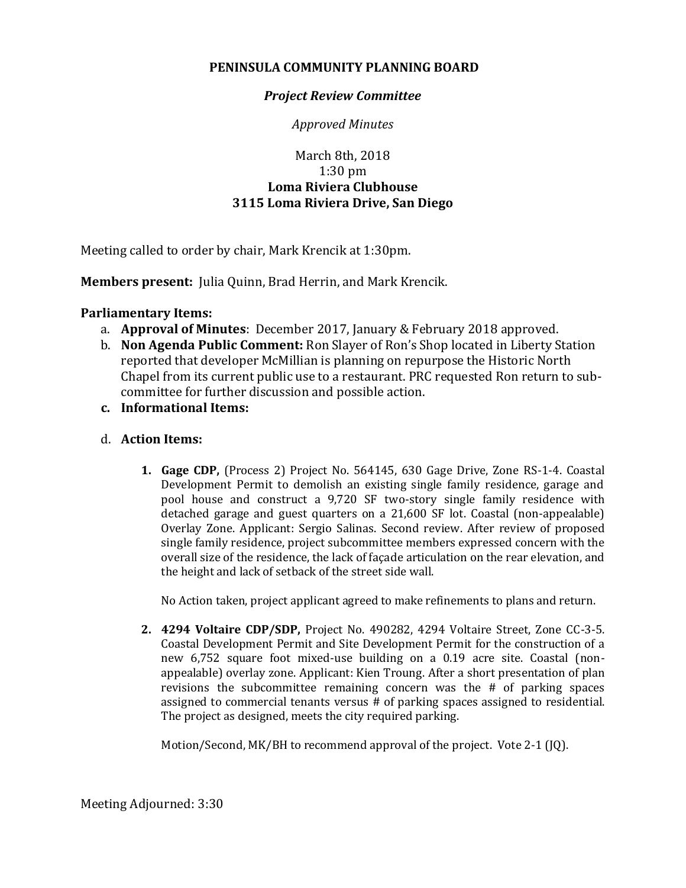**PENINSULA COMMUNITY PLANNING BOARD**

***Project Review Committee***

*Approved Minutes*

March 8th, 2018
1:30 pm
**Loma Riviera Clubhouse**
**3115 Loma Riviera Drive, San Diego**

Meeting called to order by chair, Mark Krencik at 1:30pm.

**Members present:** Julia Quinn, Brad Herrin, and Mark Krencik.

**Parliamentary Items:**

a. **Approval of Minutes**: December 2017, January & February 2018 approved.

b. **Non Agenda Public Comment:** Ron Slayer of Ron's Shop located in Liberty Station reported that developer McMillian is planning on repurpose the Historic North Chapel from its current public use to a restaurant. PRC requested Ron return to sub-committee for further discussion and possible action.

c. **Informational Items:**

d. **Action Items:**

1. **Gage CDP,** (Process 2) Project No. 564145, 630 Gage Drive, Zone RS-1-4. Coastal Development Permit to demolish an existing single family residence, garage and pool house and construct a 9,720 SF two-story single family residence with detached garage and guest quarters on a 21,600 SF lot. Coastal (non-appealable) Overlay Zone. Applicant: Sergio Salinas. Second review. After review of proposed single family residence, project subcommittee members expressed concern with the overall size of the residence, the lack of façade articulation on the rear elevation, and the height and lack of setback of the street side wall.

   No Action taken, project applicant agreed to make refinements to plans and return.

2. **4294 Voltaire CDP/SDP,** Project No. 490282, 4294 Voltaire Street, Zone CC-3-5. Coastal Development Permit and Site Development Permit for the construction of a new 6,752 square foot mixed-use building on a 0.19 acre site. Coastal (non-appealable) overlay zone. Applicant: Kien Troung. After a short presentation of plan revisions the subcommittee remaining concern was the # of parking spaces assigned to commercial tenants versus # of parking spaces assigned to residential. The project as designed, meets the city required parking.

   Motion/Second, MK/BH to recommend approval of the project. Vote 2-1 (JQ).

Meeting Adjourned: 3:30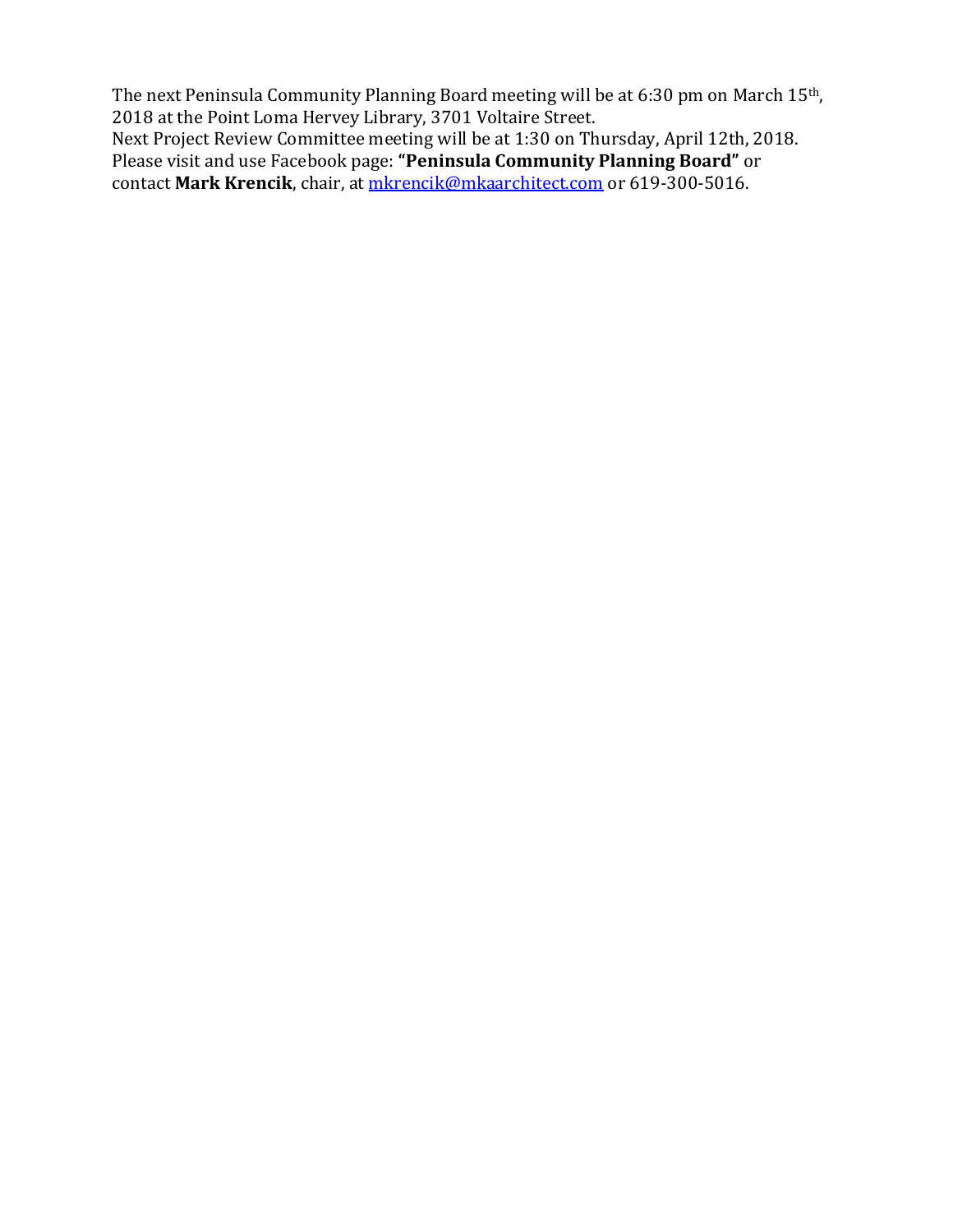The next Peninsula Community Planning Board meeting will be at 6:30 pm on March 15th, 2018 at the Point Loma Hervey Library, 3701 Voltaire Street.
Next Project Review Committee meeting will be at 1:30 on Thursday, April 12th, 2018.
Please visit and use Facebook page: **"Peninsula Community Planning Board"** or contact **Mark Krencik**, chair, at mkrencik@mkaarchitect.com or 619-300-5016.